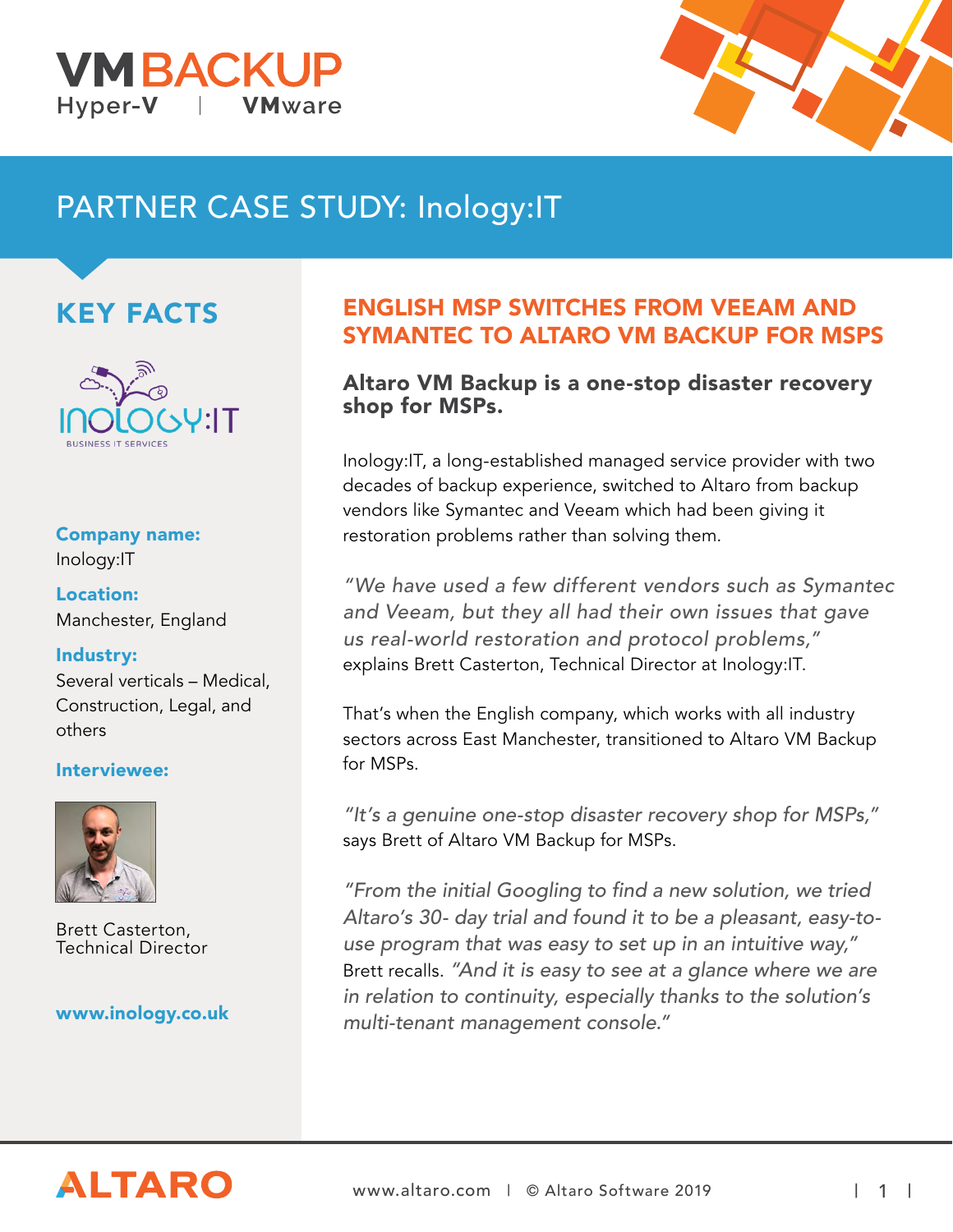VMBACKUP
Hyper-V | VMware

# PARTNER CASE STUDY: Inology:IT

## KEY FACTS

**Company name:**
Inology:IT

**Location:**
Manchester, England

**Industry:**
Several verticals – Medical, Construction, Legal, and others

**Interviewee:**

Brett Casterton,
Technical Director

**www.inology.co.uk**

## ENGLISH MSP SWITCHES FROM VEEAM AND SYMANTEC TO ALTARO VM BACKUP FOR MSPS

### Altaro VM Backup is a one-stop disaster recovery shop for MSPs.

Inology:IT, a long-established managed service provider with two decades of backup experience, switched to Altaro from backup vendors like Symantec and Veeam which had been giving it restoration problems rather than solving them.

*"We have used a few different vendors such as Symantec and Veeam, but they all had their own issues that gave us real-world restoration and protocol problems,"* explains Brett Casterton, Technical Director at Inology:IT.

That's when the English company, which works with all industry sectors across East Manchester, transitioned to Altaro VM Backup for MSPs.

*"It's a genuine one-stop disaster recovery shop for MSPs,"* says Brett of Altaro VM Backup for MSPs.

*"From the initial Googling to find a new solution, we tried Altaro's 30- day trial and found it to be a pleasant, easy-to-use program that was easy to set up in an intuitive way,"* Brett recalls. *"And it is easy to see at a glance where we are in relation to continuity, especially thanks to the solution's multi-tenant management console."*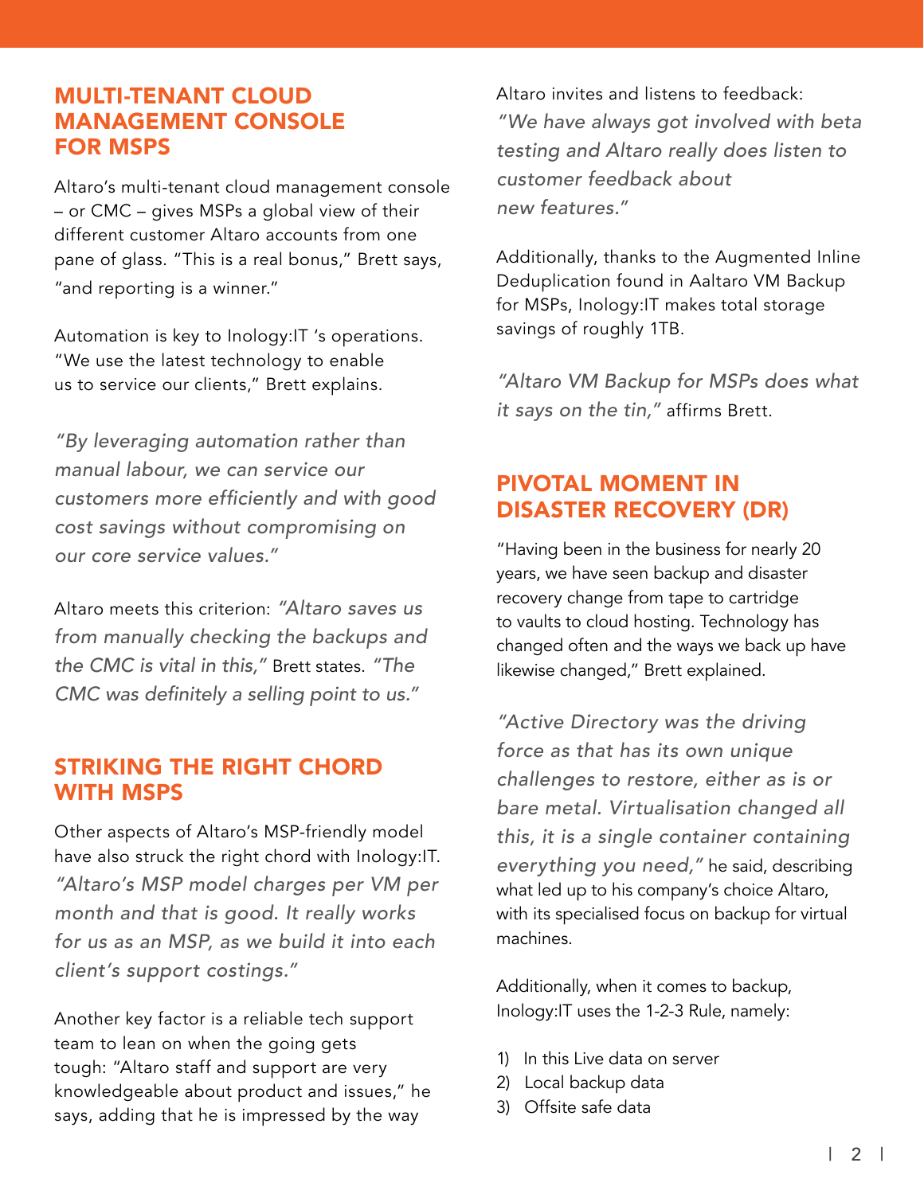## MULTI-TENANT CLOUD MANAGEMENT CONSOLE FOR MSPS

Altaro's multi-tenant cloud management console – or CMC – gives MSPs a global view of their different customer Altaro accounts from one pane of glass. "This is a real bonus," Brett says, "and reporting is a winner."

Automation is key to Inology:IT 's operations. "We use the latest technology to enable us to service our clients," Brett explains.

*"By leveraging automation rather than manual labour, we can service our customers more efficiently and with good cost savings without compromising on our core service values."*

Altaro meets this criterion: *"Altaro saves us from manually checking the backups and the CMC is vital in this,"* Brett states. *"The CMC was definitely a selling point to us."*

## STRIKING THE RIGHT CHORD WITH MSPS

Other aspects of Altaro's MSP-friendly model have also struck the right chord with Inology:IT. *"Altaro's MSP model charges per VM per month and that is good. It really works for us as an MSP, as we build it into each client's support costings."*

Another key factor is a reliable tech support team to lean on when the going gets tough: "Altaro staff and support are very knowledgeable about product and issues," he says, adding that he is impressed by the way Altaro invites and listens to feedback: *"We have always got involved with beta testing and Altaro really does listen to customer feedback about new features."*

Additionally, thanks to the Augmented Inline Deduplication found in Aaltaro VM Backup for MSPs, Inology:IT makes total storage savings of roughly 1TB.

*"Altaro VM Backup for MSPs does what it says on the tin,"* affirms Brett.

## PIVOTAL MOMENT IN DISASTER RECOVERY (DR)

"Having been in the business for nearly 20 years, we have seen backup and disaster recovery change from tape to cartridge to vaults to cloud hosting. Technology has changed often and the ways we back up have likewise changed," Brett explained.

*"Active Directory was the driving force as that has its own unique challenges to restore, either as is or bare metal. Virtualisation changed all this, it is a single container containing everything you need,"* he said, describing what led up to his company's choice Altaro, with its specialised focus on backup for virtual machines.

Additionally, when it comes to backup, Inology:IT uses the 1-2-3 Rule, namely:

1) In this Live data on server
2) Local backup data
3) Offsite safe data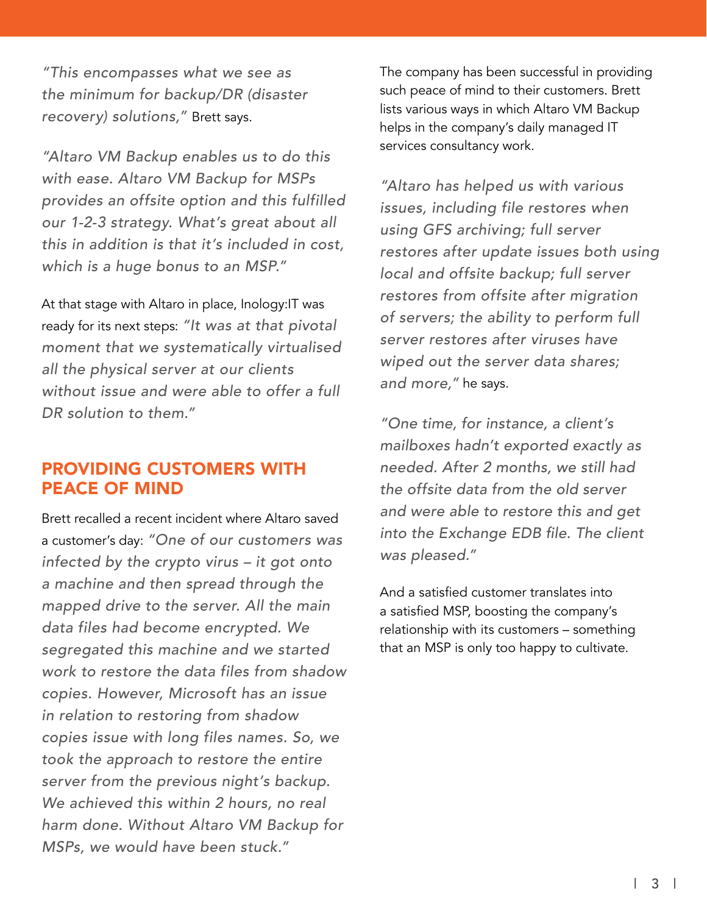*"This encompasses what we see as the minimum for backup/DR (disaster recovery) solutions,"* Brett says.

*"Altaro VM Backup enables us to do this with ease. Altaro VM Backup for MSPs provides an offsite option and this fulfilled our 1-2-3 strategy. What's great about all this in addition is that it's included in cost, which is a huge bonus to an MSP."*

At that stage with Altaro in place, Inology:IT was ready for its next steps: *"It was at that pivotal moment that we systematically virtualised all the physical server at our clients without issue and were able to offer a full DR solution to them."*

## PROVIDING CUSTOMERS WITH PEACE OF MIND

Brett recalled a recent incident where Altaro saved a customer's day: *"One of our customers was infected by the crypto virus – it got onto a machine and then spread through the mapped drive to the server. All the main data files had become encrypted. We segregated this machine and we started work to restore the data files from shadow copies. However, Microsoft has an issue in relation to restoring from shadow copies issue with long files names. So, we took the approach to restore the entire server from the previous night's backup. We achieved this within 2 hours, no real harm done. Without Altaro VM Backup for MSPs, we would have been stuck."*

The company has been successful in providing such peace of mind to their customers. Brett lists various ways in which Altaro VM Backup helps in the company's daily managed IT services consultancy work.

*"Altaro has helped us with various issues, including file restores when using GFS archiving; full server restores after update issues both using local and offsite backup; full server restores from offsite after migration of servers; the ability to perform full server restores after viruses have wiped out the server data shares; and more,"* he says.

*"One time, for instance, a client's mailboxes hadn't exported exactly as needed. After 2 months, we still had the offsite data from the old server and were able to restore this and get into the Exchange EDB file. The client was pleased."*

And a satisfied customer translates into a satisfied MSP, boosting the company's relationship with its customers – something that an MSP is only too happy to cultivate.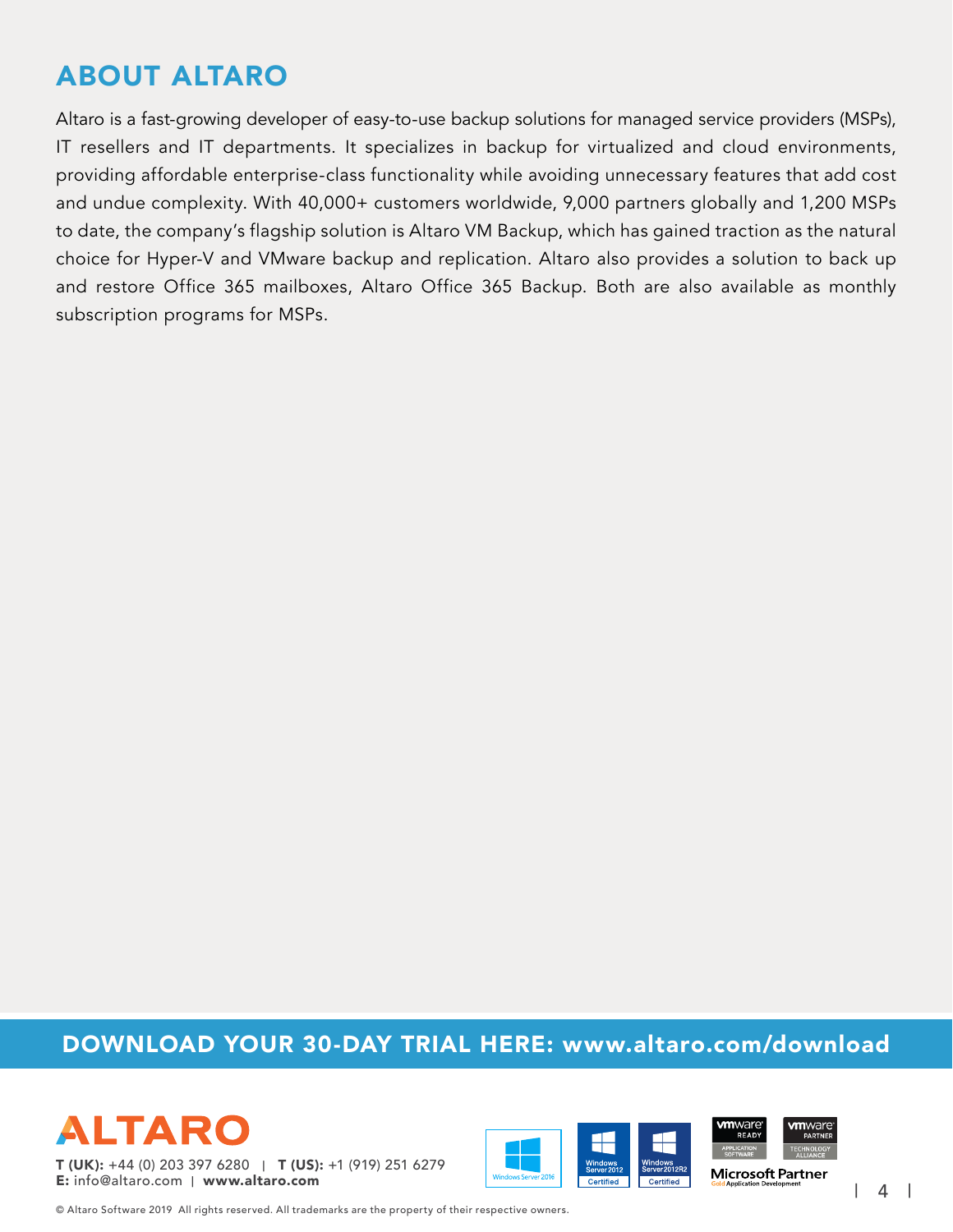## ABOUT ALTARO

Altaro is a fast-growing developer of easy-to-use backup solutions for managed service providers (MSPs), IT resellers and IT departments. It specializes in backup for virtualized and cloud environments, providing affordable enterprise-class functionality while avoiding unnecessary features that add cost and undue complexity. With 40,000+ customers worldwide, 9,000 partners globally and 1,200 MSPs to date, the company's flagship solution is Altaro VM Backup, which has gained traction as the natural choice for Hyper-V and VMware backup and replication. Altaro also provides a solution to back up and restore Office 365 mailboxes, Altaro Office 365 Backup. Both are also available as monthly subscription programs for MSPs.

**DOWNLOAD YOUR 30-DAY TRIAL HERE: www.altaro.com/download**

ALTARO

**T (UK):** +44 (0) 203 397 6280 | **T (US):** +1 (919) 251 6279
**E:** info@altaro.com | **www.altaro.com**

© Altaro Software 2019 All rights reserved. All trademarks are the property of their respective owners.